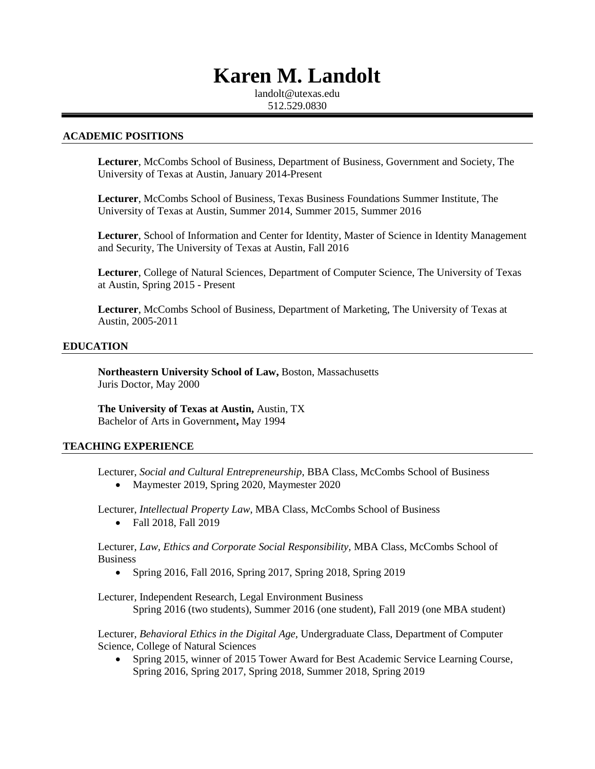# Karen M. Landolt

landolt@utexas.edu
512.529.0830

## ACADEMIC POSITIONS

**Lecturer**, McCombs School of Business, Department of Business, Government and Society, The University of Texas at Austin, January 2014-Present

**Lecturer**, McCombs School of Business, Texas Business Foundations Summer Institute, The University of Texas at Austin, Summer 2014, Summer 2015, Summer 2016

**Lecturer**, School of Information and Center for Identity, Master of Science in Identity Management and Security, The University of Texas at Austin, Fall 2016

**Lecturer**, College of Natural Sciences, Department of Computer Science, The University of Texas at Austin, Spring 2015 - Present

**Lecturer**, McCombs School of Business, Department of Marketing, The University of Texas at Austin, 2005-2011

## EDUCATION

**Northeastern University School of Law,** Boston, Massachusetts
Juris Doctor, May 2000

**The University of Texas at Austin,** Austin, TX
Bachelor of Arts in Government**,** May 1994

## TEACHING EXPERIENCE

Lecturer, *Social and Cultural Entrepreneurship*, BBA Class, McCombs School of Business

- Maymester 2019, Spring 2020, Maymester 2020

Lecturer, *Intellectual Property Law*, MBA Class, McCombs School of Business

- Fall 2018, Fall 2019

Lecturer, *Law, Ethics and Corporate Social Responsibility*, MBA Class, McCombs School of Business

- Spring 2016, Fall 2016, Spring 2017, Spring 2018, Spring 2019

Lecturer, Independent Research, Legal Environment Business
Spring 2016 (two students), Summer 2016 (one student), Fall 2019 (one MBA student)

Lecturer, *Behavioral Ethics in the Digital Age*, Undergraduate Class, Department of Computer Science, College of Natural Sciences

- Spring 2015, winner of 2015 Tower Award for Best Academic Service Learning Course, Spring 2016, Spring 2017, Spring 2018, Summer 2018, Spring 2019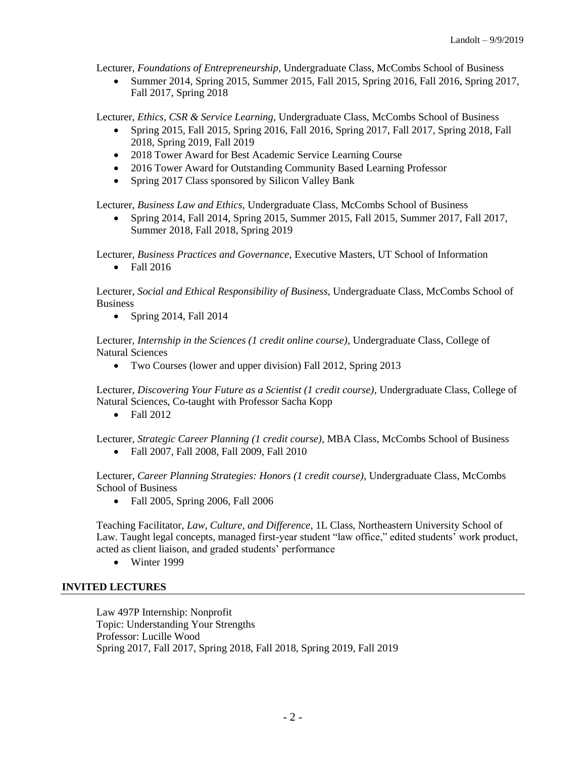Lecturer, *Foundations of Entrepreneurship*, Undergraduate Class, McCombs School of Business

- Summer 2014, Spring 2015, Summer 2015, Fall 2015, Spring 2016, Fall 2016, Spring 2017, Fall 2017, Spring 2018

Lecturer, *Ethics, CSR & Service Learning*, Undergraduate Class, McCombs School of Business

- Spring 2015, Fall 2015, Spring 2016, Fall 2016, Spring 2017, Fall 2017, Spring 2018, Fall 2018, Spring 2019, Fall 2019
- 2018 Tower Award for Best Academic Service Learning Course
- 2016 Tower Award for Outstanding Community Based Learning Professor
- Spring 2017 Class sponsored by Silicon Valley Bank

Lecturer, *Business Law and Ethics,* Undergraduate Class, McCombs School of Business

- Spring 2014, Fall 2014, Spring 2015, Summer 2015, Fall 2015, Summer 2017, Fall 2017, Summer 2018, Fall 2018, Spring 2019

Lecturer, *Business Practices and Governance*, Executive Masters, UT School of Information

- Fall 2016

Lecturer, *Social and Ethical Responsibility of Business,* Undergraduate Class, McCombs School of Business

- Spring 2014, Fall 2014

Lecturer, *Internship in the Sciences (1 credit online course)*, Undergraduate Class, College of Natural Sciences

- Two Courses (lower and upper division) Fall 2012, Spring 2013

Lecturer, *Discovering Your Future as a Scientist (1 credit course)*, Undergraduate Class, College of Natural Sciences, Co-taught with Professor Sacha Kopp

- Fall 2012

Lecturer, *Strategic Career Planning (1 credit course)*, MBA Class, McCombs School of Business

- Fall 2007, Fall 2008, Fall 2009, Fall 2010

Lecturer, *Career Planning Strategies: Honors (1 credit course)*, Undergraduate Class, McCombs School of Business

- Fall 2005, Spring 2006, Fall 2006

Teaching Facilitator, *Law, Culture, and Difference*, 1L Class, Northeastern University School of Law. Taught legal concepts, managed first-year student "law office," edited students' work product, acted as client liaison, and graded students' performance

- Winter 1999

## INVITED LECTURES

Law 497P Internship: Nonprofit
Topic: Understanding Your Strengths
Professor: Lucille Wood
Spring 2017, Fall 2017, Spring 2018, Fall 2018, Spring 2019, Fall 2019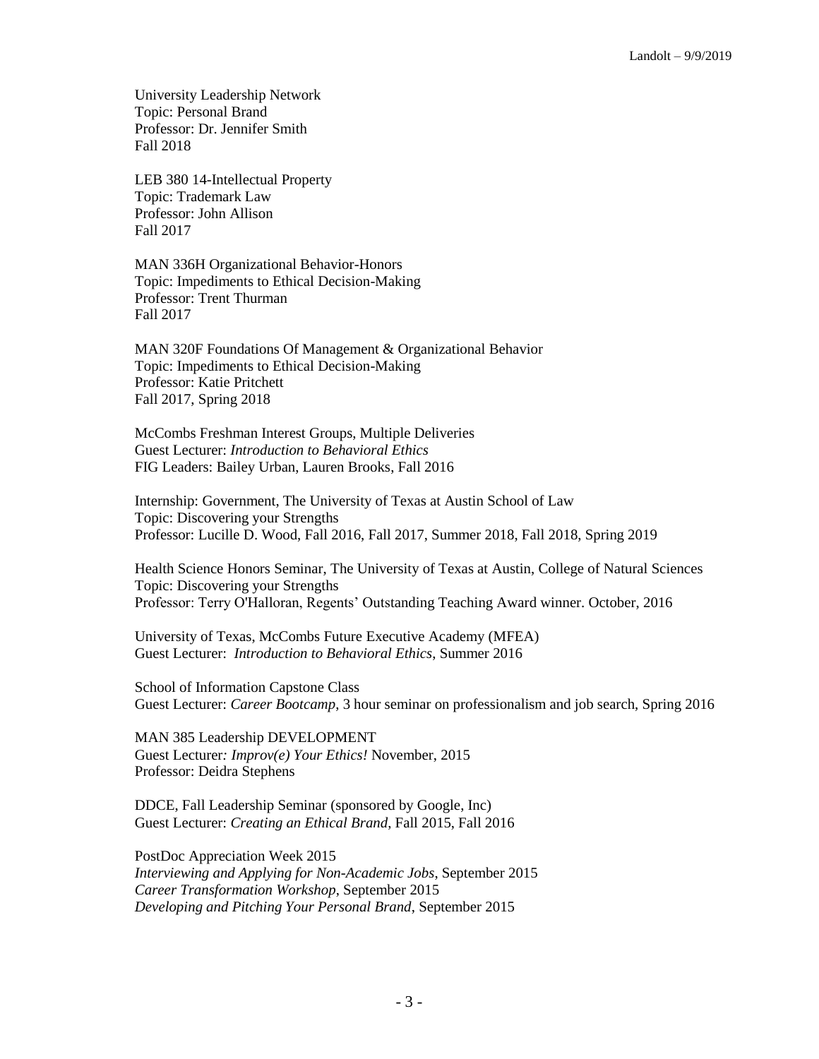University Leadership Network
Topic: Personal Brand
Professor: Dr. Jennifer Smith
Fall 2018

LEB 380 14-Intellectual Property
Topic: Trademark Law
Professor: John Allison
Fall 2017

MAN 336H Organizational Behavior-Honors
Topic: Impediments to Ethical Decision-Making
Professor: Trent Thurman
Fall 2017

MAN 320F Foundations Of Management & Organizational Behavior
Topic: Impediments to Ethical Decision-Making
Professor: Katie Pritchett
Fall 2017, Spring 2018

McCombs Freshman Interest Groups, Multiple Deliveries
Guest Lecturer: *Introduction to Behavioral Ethics*
FIG Leaders: Bailey Urban, Lauren Brooks, Fall 2016

Internship: Government, The University of Texas at Austin School of Law
Topic: Discovering your Strengths
Professor: Lucille D. Wood, Fall 2016, Fall 2017, Summer 2018, Fall 2018, Spring 2019

Health Science Honors Seminar, The University of Texas at Austin, College of Natural Sciences
Topic: Discovering your Strengths
Professor: Terry O'Halloran, Regents' Outstanding Teaching Award winner. October, 2016

University of Texas, McCombs Future Executive Academy (MFEA)
Guest Lecturer: *Introduction to Behavioral Ethics*, Summer 2016

School of Information Capstone Class
Guest Lecturer: *Career Bootcamp*, 3 hour seminar on professionalism and job search, Spring 2016

MAN 385 Leadership DEVELOPMENT
Guest Lecturer*: Improv(e) Your Ethics!* November, 2015
Professor: Deidra Stephens

DDCE, Fall Leadership Seminar (sponsored by Google, Inc)
Guest Lecturer: *Creating an Ethical Brand*, Fall 2015, Fall 2016

PostDoc Appreciation Week 2015
*Interviewing and Applying for Non-Academic Jobs*, September 2015
*Career Transformation Workshop*, September 2015
*Developing and Pitching Your Personal Brand*, September 2015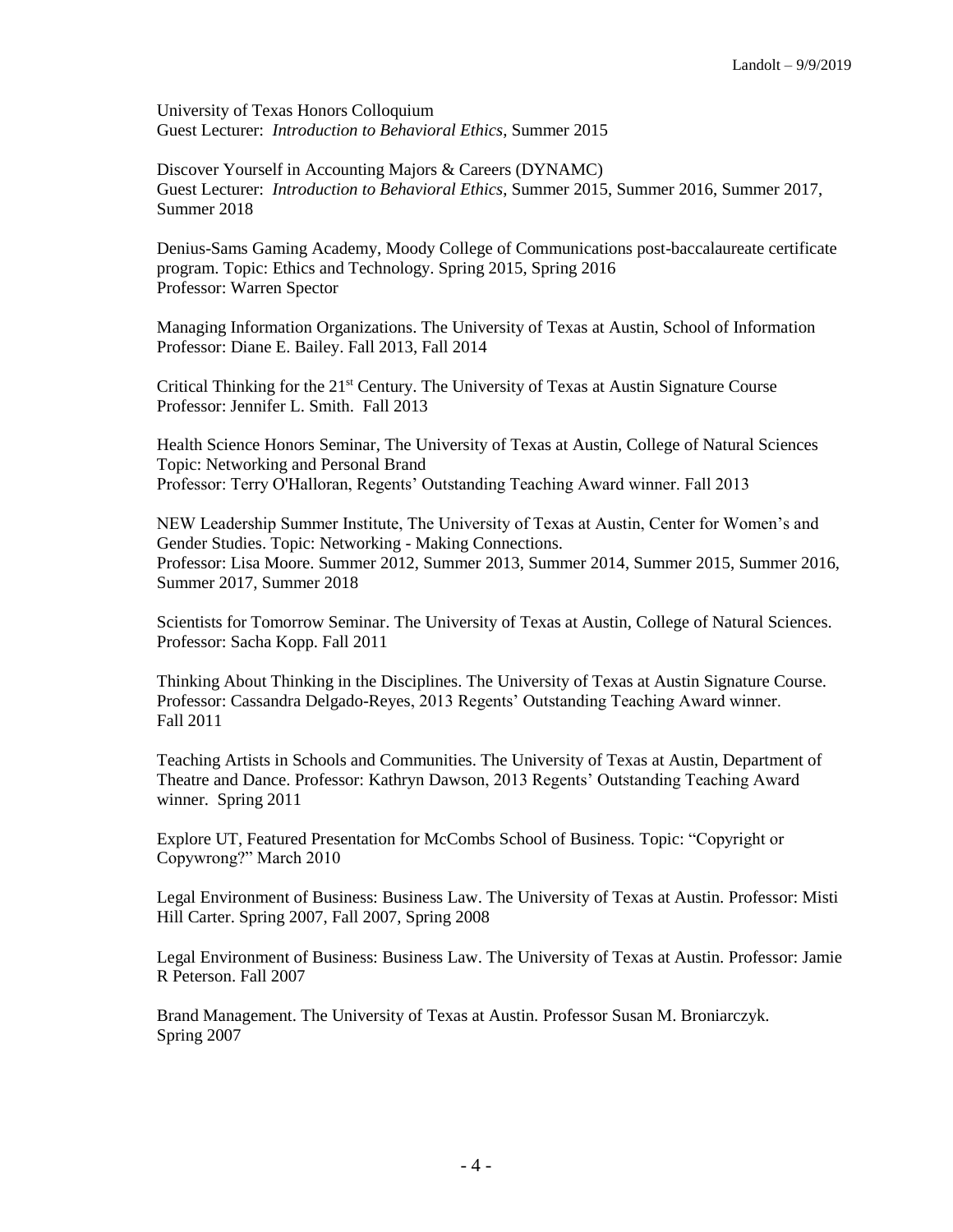University of Texas Honors Colloquium
Guest Lecturer: *Introduction to Behavioral Ethics*, Summer 2015

Discover Yourself in Accounting Majors & Careers (DYNAMC)
Guest Lecturer: *Introduction to Behavioral Ethics*, Summer 2015, Summer 2016, Summer 2017, Summer 2018

Denius-Sams Gaming Academy, Moody College of Communications post-baccalaureate certificate program. Topic: Ethics and Technology. Spring 2015, Spring 2016
Professor: Warren Spector

Managing Information Organizations. The University of Texas at Austin, School of Information
Professor: Diane E. Bailey. Fall 2013, Fall 2014

Critical Thinking for the 21st Century. The University of Texas at Austin Signature Course
Professor: Jennifer L. Smith. Fall 2013

Health Science Honors Seminar, The University of Texas at Austin, College of Natural Sciences
Topic: Networking and Personal Brand
Professor: Terry O'Halloran, Regents' Outstanding Teaching Award winner. Fall 2013

NEW Leadership Summer Institute, The University of Texas at Austin, Center for Women's and Gender Studies. Topic: Networking - Making Connections.
Professor: Lisa Moore. Summer 2012, Summer 2013, Summer 2014, Summer 2015, Summer 2016, Summer 2017, Summer 2018

Scientists for Tomorrow Seminar. The University of Texas at Austin, College of Natural Sciences.
Professor: Sacha Kopp. Fall 2011

Thinking About Thinking in the Disciplines. The University of Texas at Austin Signature Course.
Professor: Cassandra Delgado-Reyes, 2013 Regents' Outstanding Teaching Award winner.
Fall 2011

Teaching Artists in Schools and Communities. The University of Texas at Austin, Department of Theatre and Dance. Professor: Kathryn Dawson, 2013 Regents' Outstanding Teaching Award winner. Spring 2011

Explore UT, Featured Presentation for McCombs School of Business. Topic: "Copyright or Copywrong?" March 2010

Legal Environment of Business: Business Law. The University of Texas at Austin. Professor: Misti Hill Carter. Spring 2007, Fall 2007, Spring 2008

Legal Environment of Business: Business Law. The University of Texas at Austin. Professor: Jamie R Peterson. Fall 2007

Brand Management. The University of Texas at Austin. Professor Susan M. Broniarczyk.
Spring 2007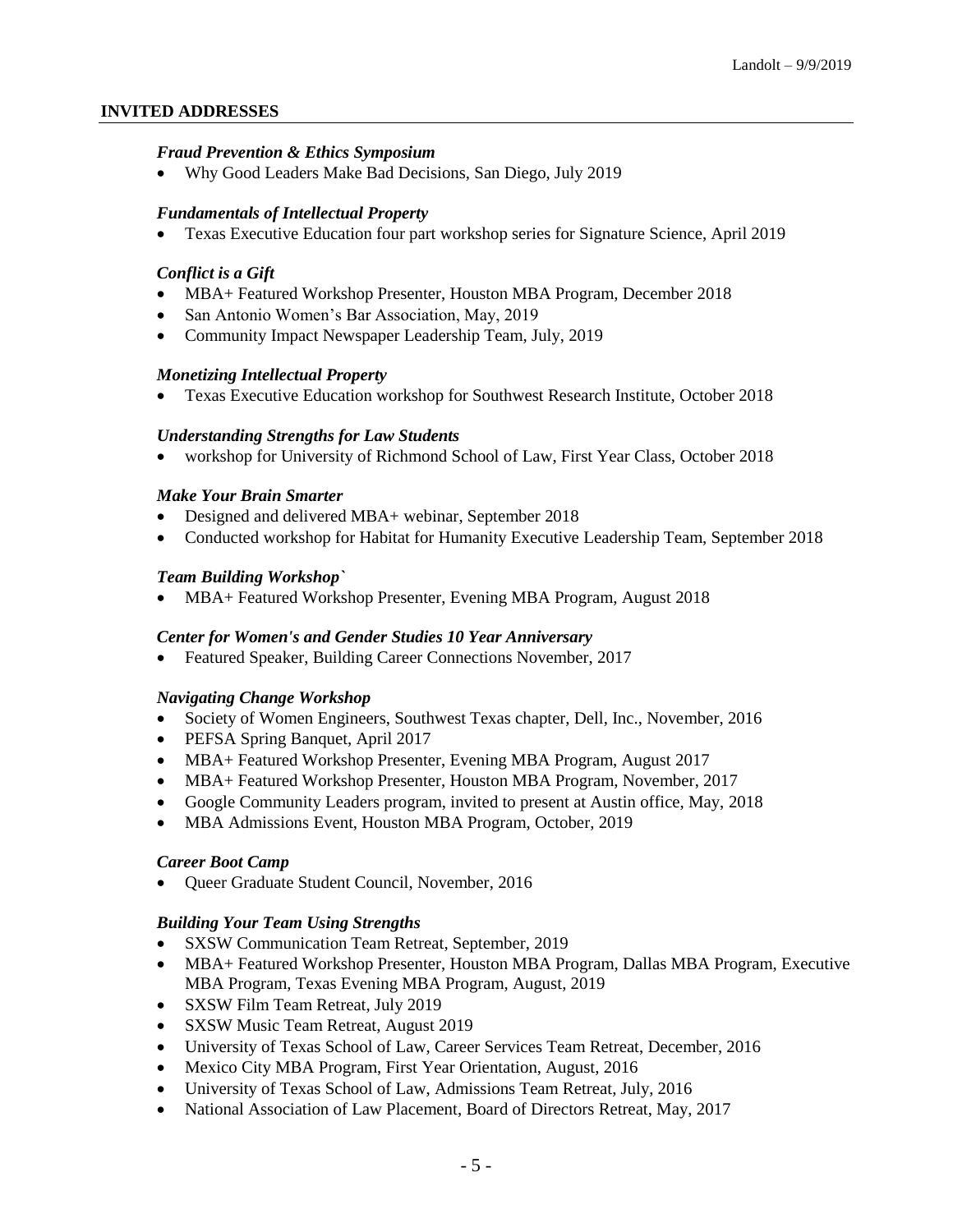## INVITED ADDRESSES

***Fraud Prevention & Ethics Symposium***

- Why Good Leaders Make Bad Decisions, San Diego, July 2019

***Fundamentals of Intellectual Property***

- Texas Executive Education four part workshop series for Signature Science, April 2019

***Conflict is a Gift***

- MBA+ Featured Workshop Presenter, Houston MBA Program, December 2018
- San Antonio Women's Bar Association, May, 2019
- Community Impact Newspaper Leadership Team, July, 2019

***Monetizing Intellectual Property***

- Texas Executive Education workshop for Southwest Research Institute, October 2018

***Understanding Strengths for Law Students***

- workshop for University of Richmond School of Law, First Year Class, October 2018

***Make Your Brain Smarter***

- Designed and delivered MBA+ webinar, September 2018
- Conducted workshop for Habitat for Humanity Executive Leadership Team, September 2018

***Team Building Workshop`***

- MBA+ Featured Workshop Presenter, Evening MBA Program, August 2018

***Center for Women's and Gender Studies 10 Year Anniversary***

- Featured Speaker, Building Career Connections November, 2017

***Navigating Change Workshop***

- Society of Women Engineers, Southwest Texas chapter, Dell, Inc., November, 2016
- PEFSA Spring Banquet, April 2017
- MBA+ Featured Workshop Presenter, Evening MBA Program, August 2017
- MBA+ Featured Workshop Presenter, Houston MBA Program, November, 2017
- Google Community Leaders program, invited to present at Austin office, May, 2018
- MBA Admissions Event, Houston MBA Program, October, 2019

***Career Boot Camp***

- Queer Graduate Student Council, November, 2016

***Building Your Team Using Strengths***

- SXSW Communication Team Retreat, September, 2019
- MBA+ Featured Workshop Presenter, Houston MBA Program, Dallas MBA Program, Executive MBA Program, Texas Evening MBA Program, August, 2019
- SXSW Film Team Retreat, July 2019
- SXSW Music Team Retreat, August 2019
- University of Texas School of Law, Career Services Team Retreat, December, 2016
- Mexico City MBA Program, First Year Orientation, August, 2016
- University of Texas School of Law, Admissions Team Retreat, July, 2016
- National Association of Law Placement, Board of Directors Retreat, May, 2017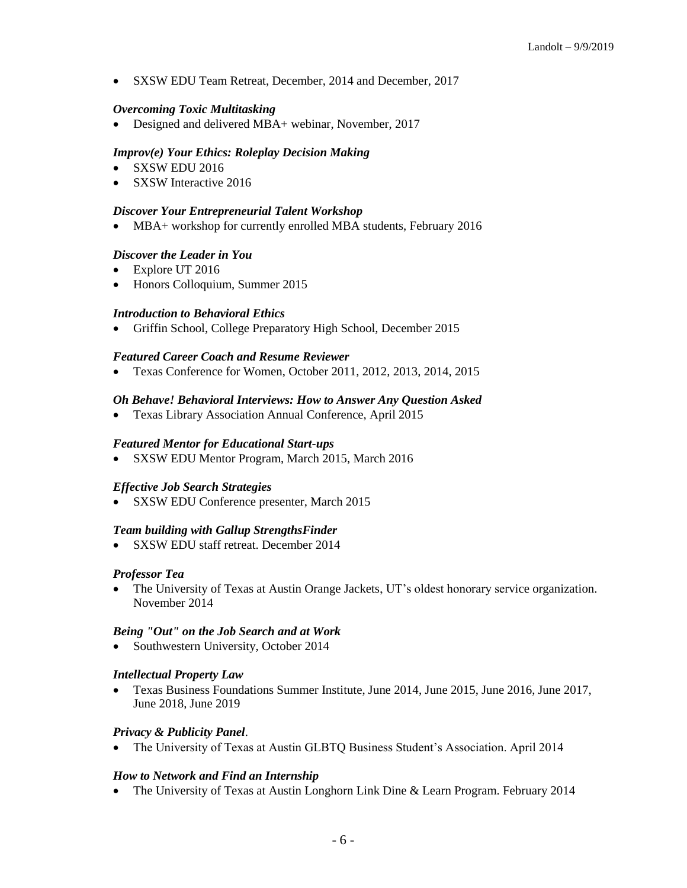- SXSW EDU Team Retreat, December, 2014 and December, 2017

***Overcoming Toxic Multitasking***

- Designed and delivered MBA+ webinar, November, 2017

***Improv(e) Your Ethics: Roleplay Decision Making***

- SXSW EDU 2016
- SXSW Interactive 2016

***Discover Your Entrepreneurial Talent Workshop***

- MBA+ workshop for currently enrolled MBA students, February 2016

***Discover the Leader in You***

- Explore UT 2016
- Honors Colloquium, Summer 2015

***Introduction to Behavioral Ethics***

- Griffin School, College Preparatory High School, December 2015

***Featured Career Coach and Resume Reviewer***

- Texas Conference for Women, October 2011, 2012, 2013, 2014, 2015

***Oh Behave! Behavioral Interviews: How to Answer Any Question Asked***

- Texas Library Association Annual Conference, April 2015

***Featured Mentor for Educational Start-ups***

- SXSW EDU Mentor Program, March 2015, March 2016

***Effective Job Search Strategies***

- SXSW EDU Conference presenter, March 2015

***Team building with Gallup StrengthsFinder***

- SXSW EDU staff retreat. December 2014

***Professor Tea***

- The University of Texas at Austin Orange Jackets, UT's oldest honorary service organization. November 2014

***Being "Out" on the Job Search and at Work***

- Southwestern University, October 2014

***Intellectual Property Law***

- Texas Business Foundations Summer Institute, June 2014, June 2015, June 2016, June 2017, June 2018, June 2019

***Privacy & Publicity Panel***.

- The University of Texas at Austin GLBTQ Business Student's Association. April 2014

***How to Network and Find an Internship***

- The University of Texas at Austin Longhorn Link Dine & Learn Program. February 2014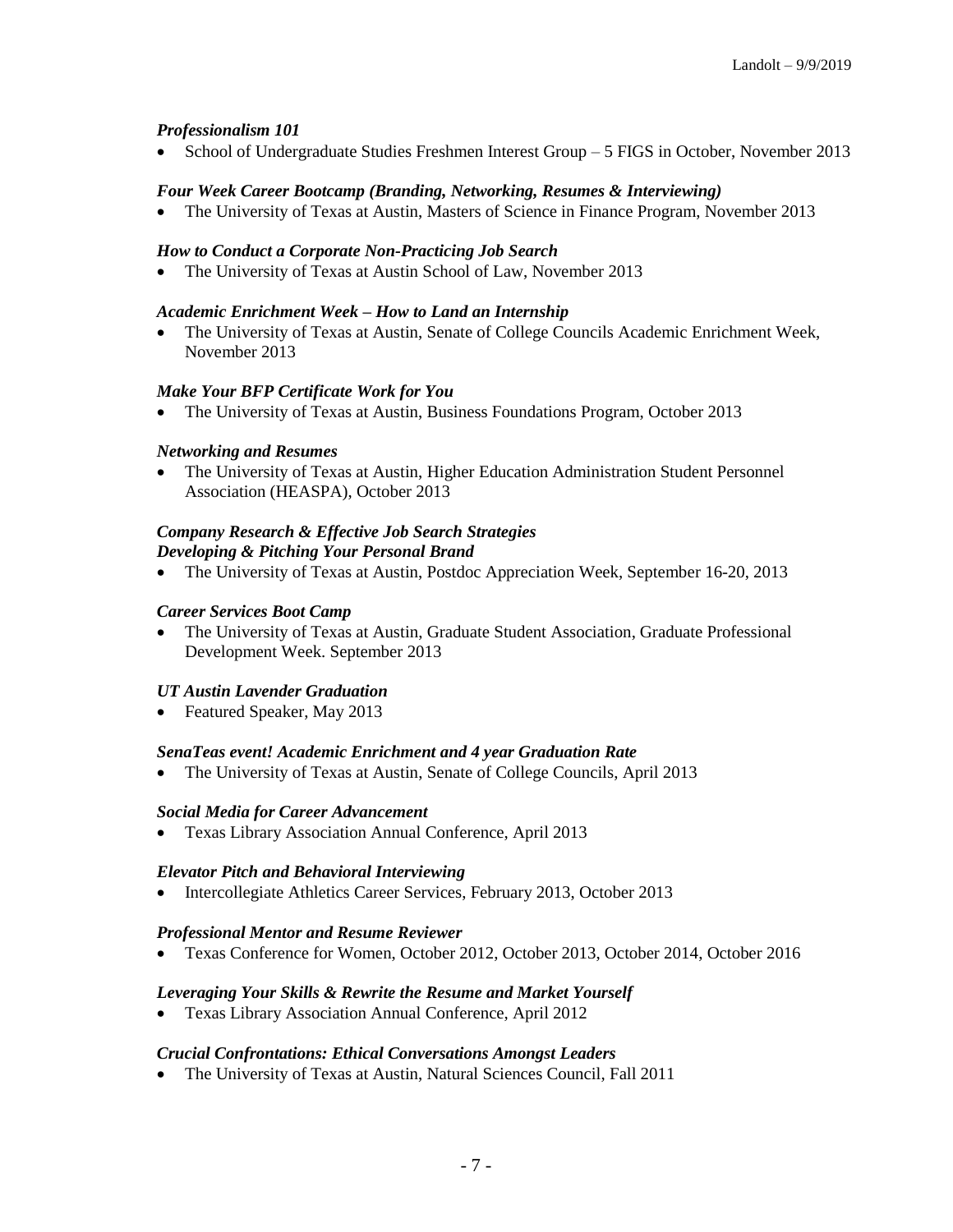***Professionalism 101***

- School of Undergraduate Studies Freshmen Interest Group – 5 FIGS in October, November 2013

***Four Week Career Bootcamp (Branding, Networking, Resumes & Interviewing)***

- The University of Texas at Austin, Masters of Science in Finance Program, November 2013

***How to Conduct a Corporate Non-Practicing Job Search***

- The University of Texas at Austin School of Law, November 2013

***Academic Enrichment Week – How to Land an Internship***

- The University of Texas at Austin, Senate of College Councils Academic Enrichment Week, November 2013

***Make Your BFP Certificate Work for You***

- The University of Texas at Austin, Business Foundations Program, October 2013

***Networking and Resumes***

- The University of Texas at Austin, Higher Education Administration Student Personnel Association (HEASPA), October 2013

***Company Research & Effective Job Search Strategies***
***Developing & Pitching Your Personal Brand***

- The University of Texas at Austin, Postdoc Appreciation Week, September 16-20, 2013

***Career Services Boot Camp***

- The University of Texas at Austin, Graduate Student Association, Graduate Professional Development Week. September 2013

***UT Austin Lavender Graduation***

- Featured Speaker, May 2013

***SenaTeas event! Academic Enrichment and 4 year Graduation Rate***

- The University of Texas at Austin, Senate of College Councils, April 2013

***Social Media for Career Advancement***

- Texas Library Association Annual Conference, April 2013

***Elevator Pitch and Behavioral Interviewing***

- Intercollegiate Athletics Career Services, February 2013, October 2013

***Professional Mentor and Resume Reviewer***

- Texas Conference for Women, October 2012, October 2013, October 2014, October 2016

***Leveraging Your Skills & Rewrite the Resume and Market Yourself***

- Texas Library Association Annual Conference, April 2012

***Crucial Confrontations: Ethical Conversations Amongst Leaders***

- The University of Texas at Austin, Natural Sciences Council, Fall 2011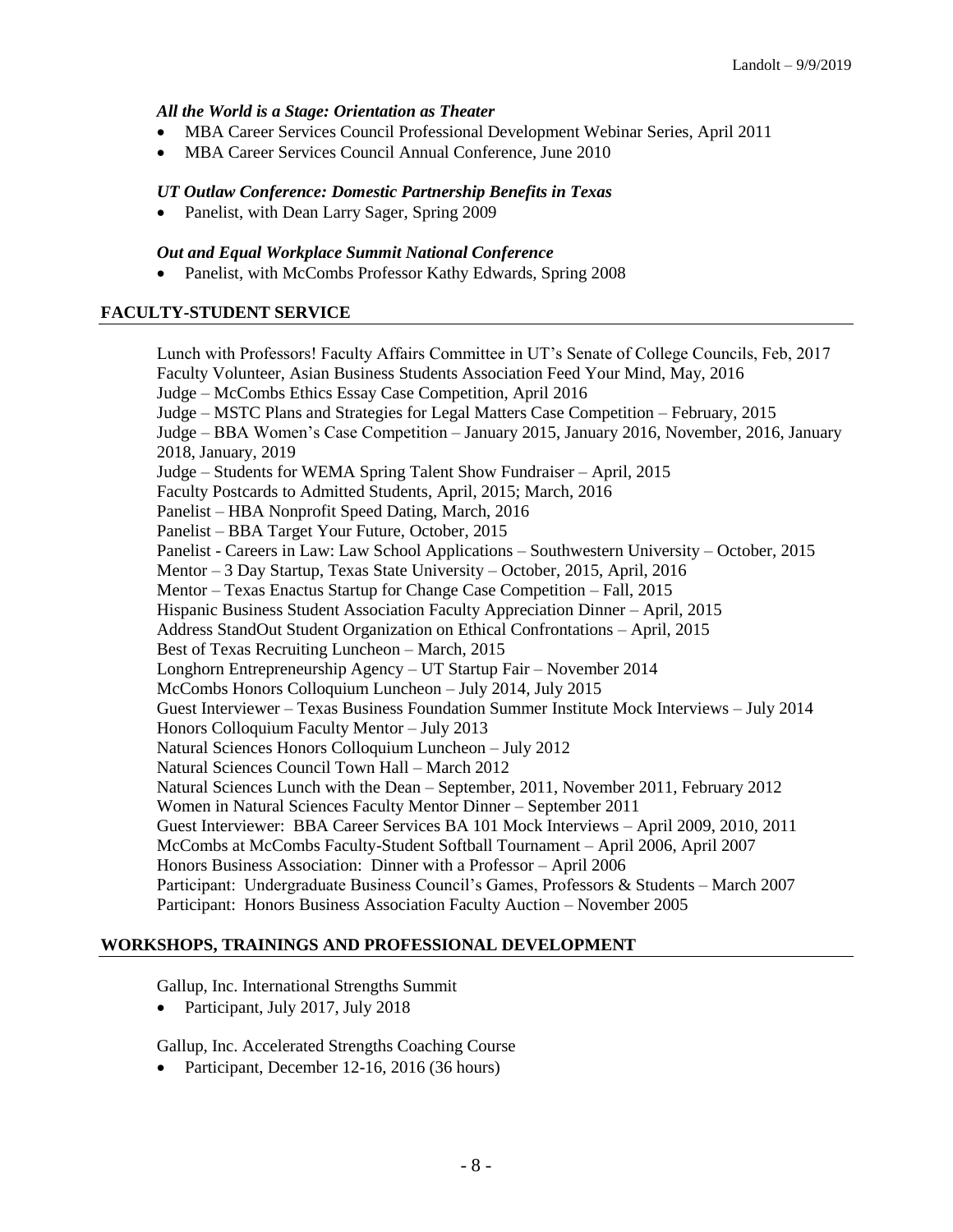***All the World is a Stage: Orientation as Theater***

- MBA Career Services Council Professional Development Webinar Series, April 2011
- MBA Career Services Council Annual Conference, June 2010

***UT Outlaw Conference: Domestic Partnership Benefits in Texas***

- Panelist, with Dean Larry Sager, Spring 2009

***Out and Equal Workplace Summit National Conference***

- Panelist, with McCombs Professor Kathy Edwards, Spring 2008

## FACULTY-STUDENT SERVICE

Lunch with Professors! Faculty Affairs Committee in UT's Senate of College Councils, Feb, 2017
Faculty Volunteer, Asian Business Students Association Feed Your Mind, May, 2016
Judge – McCombs Ethics Essay Case Competition, April 2016
Judge – MSTC Plans and Strategies for Legal Matters Case Competition – February, 2015
Judge – BBA Women's Case Competition – January 2015, January 2016, November, 2016, January 2018, January, 2019
Judge – Students for WEMA Spring Talent Show Fundraiser – April, 2015
Faculty Postcards to Admitted Students, April, 2015; March, 2016
Panelist – HBA Nonprofit Speed Dating, March, 2016
Panelist – BBA Target Your Future, October, 2015
Panelist - Careers in Law: Law School Applications – Southwestern University – October, 2015
Mentor – 3 Day Startup, Texas State University – October, 2015, April, 2016
Mentor – Texas Enactus Startup for Change Case Competition – Fall, 2015
Hispanic Business Student Association Faculty Appreciation Dinner – April, 2015
Address StandOut Student Organization on Ethical Confrontations – April, 2015
Best of Texas Recruiting Luncheon – March, 2015
Longhorn Entrepreneurship Agency – UT Startup Fair – November 2014
McCombs Honors Colloquium Luncheon – July 2014, July 2015
Guest Interviewer – Texas Business Foundation Summer Institute Mock Interviews – July 2014
Honors Colloquium Faculty Mentor – July 2013
Natural Sciences Honors Colloquium Luncheon – July 2012
Natural Sciences Council Town Hall – March 2012
Natural Sciences Lunch with the Dean – September, 2011, November 2011, February 2012
Women in Natural Sciences Faculty Mentor Dinner – September 2011
Guest Interviewer: BBA Career Services BA 101 Mock Interviews – April 2009, 2010, 2011
McCombs at McCombs Faculty-Student Softball Tournament – April 2006, April 2007
Honors Business Association: Dinner with a Professor – April 2006
Participant: Undergraduate Business Council's Games, Professors & Students – March 2007
Participant: Honors Business Association Faculty Auction – November 2005

## WORKSHOPS, TRAININGS AND PROFESSIONAL DEVELOPMENT

Gallup, Inc. International Strengths Summit

- Participant, July 2017, July 2018

Gallup, Inc. Accelerated Strengths Coaching Course

- Participant, December 12-16, 2016 (36 hours)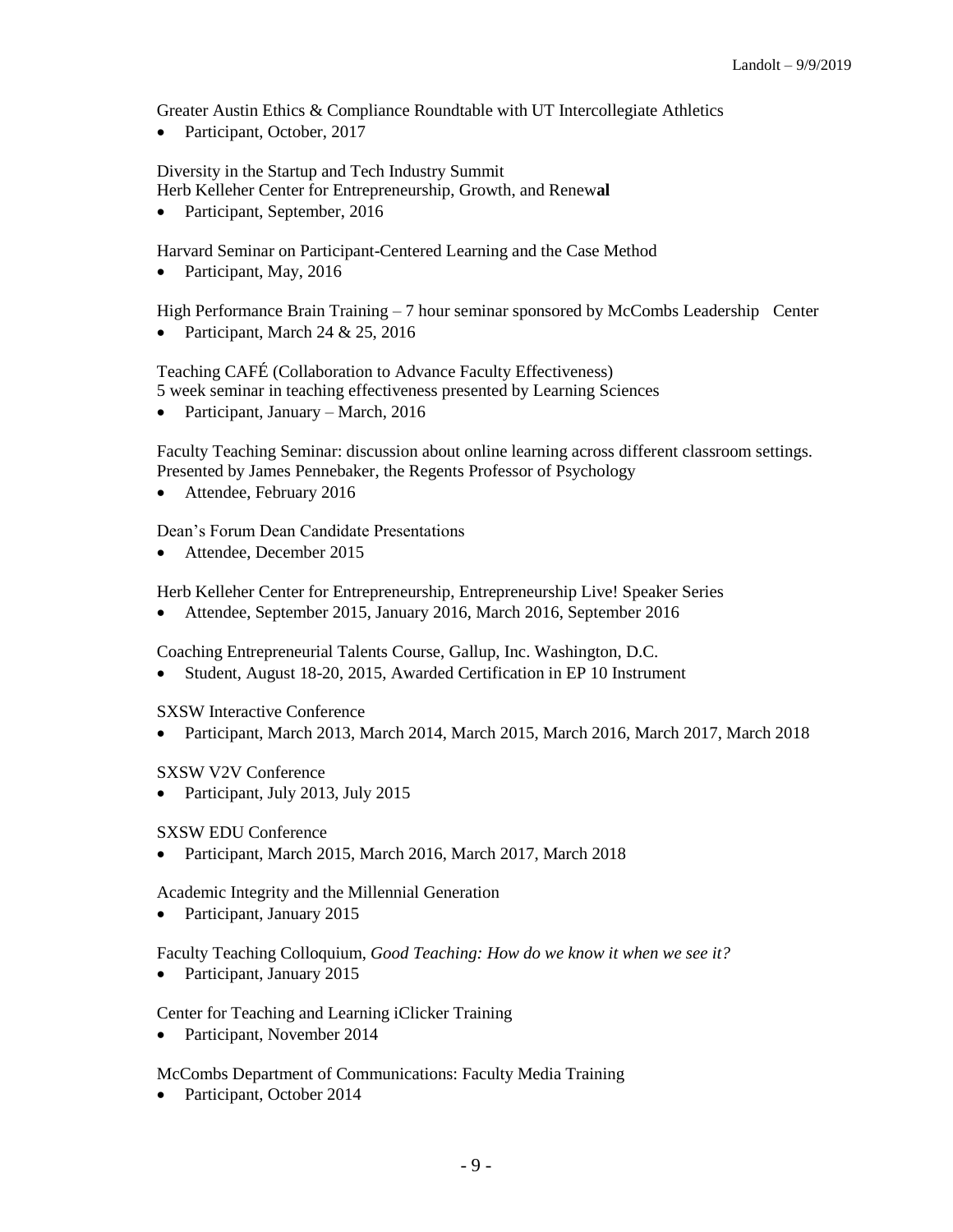Greater Austin Ethics & Compliance Roundtable with UT Intercollegiate Athletics

- Participant, October, 2017

Diversity in the Startup and Tech Industry Summit
Herb Kelleher Center for Entrepreneurship, Growth, and Renew**al**

- Participant, September, 2016

Harvard Seminar on Participant-Centered Learning and the Case Method

- Participant, May, 2016

High Performance Brain Training – 7 hour seminar sponsored by McCombs Leadership Center

- Participant, March 24 & 25, 2016

Teaching CAFÉ (Collaboration to Advance Faculty Effectiveness)
5 week seminar in teaching effectiveness presented by Learning Sciences

- Participant, January – March, 2016

Faculty Teaching Seminar: discussion about online learning across different classroom settings. Presented by James Pennebaker, the Regents Professor of Psychology

- Attendee, February 2016

Dean's Forum Dean Candidate Presentations

- Attendee, December 2015

Herb Kelleher Center for Entrepreneurship, Entrepreneurship Live! Speaker Series

- Attendee, September 2015, January 2016, March 2016, September 2016

Coaching Entrepreneurial Talents Course, Gallup, Inc. Washington, D.C.

- Student, August 18-20, 2015, Awarded Certification in EP 10 Instrument

SXSW Interactive Conference

- Participant, March 2013, March 2014, March 2015, March 2016, March 2017, March 2018

SXSW V2V Conference

- Participant, July 2013, July 2015

SXSW EDU Conference

- Participant, March 2015, March 2016, March 2017, March 2018

Academic Integrity and the Millennial Generation

- Participant, January 2015

Faculty Teaching Colloquium, *Good Teaching: How do we know it when we see it?*

- Participant, January 2015

Center for Teaching and Learning iClicker Training

- Participant, November 2014

McCombs Department of Communications: Faculty Media Training

- Participant, October 2014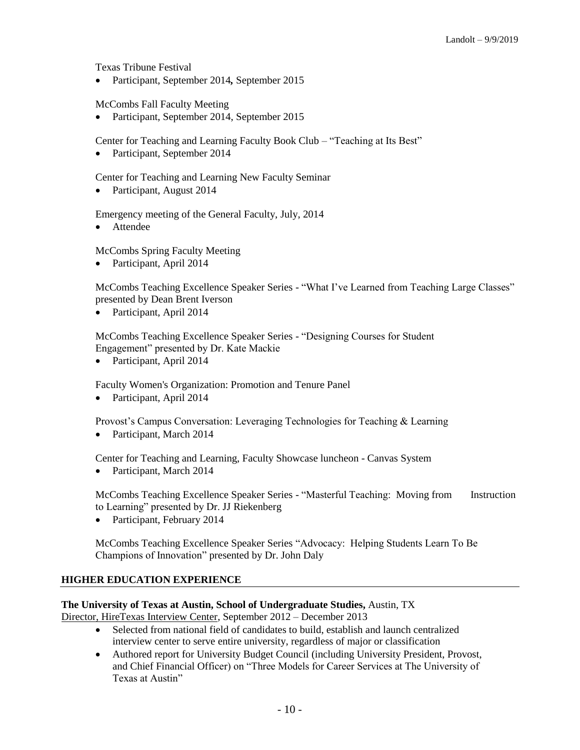Texas Tribune Festival

- Participant, September 2014**,** September 2015

McCombs Fall Faculty Meeting

- Participant, September 2014, September 2015

Center for Teaching and Learning Faculty Book Club – "Teaching at Its Best"

- Participant, September 2014

Center for Teaching and Learning New Faculty Seminar

- Participant, August 2014

Emergency meeting of the General Faculty, July, 2014

- Attendee

McCombs Spring Faculty Meeting

- Participant, April 2014

McCombs Teaching Excellence Speaker Series - "What I've Learned from Teaching Large Classes" presented by Dean Brent Iverson

- Participant, April 2014

McCombs Teaching Excellence Speaker Series - "Designing Courses for Student Engagement" presented by Dr. Kate Mackie

- Participant, April 2014

Faculty Women's Organization: Promotion and Tenure Panel

- Participant, April 2014

Provost's Campus Conversation: Leveraging Technologies for Teaching & Learning

- Participant, March 2014

Center for Teaching and Learning, Faculty Showcase luncheon - Canvas System

- Participant, March 2014

McCombs Teaching Excellence Speaker Series - "Masterful Teaching: Moving from Instruction to Learning" presented by Dr. JJ Riekenberg

- Participant, February 2014

McCombs Teaching Excellence Speaker Series "Advocacy: Helping Students Learn To Be Champions of Innovation" presented by Dr. John Daly

## HIGHER EDUCATION EXPERIENCE

**The University of Texas at Austin, School of Undergraduate Studies,** Austin, TX
Director, HireTexas Interview Center, September 2012 – December 2013

- Selected from national field of candidates to build, establish and launch centralized interview center to serve entire university, regardless of major or classification
- Authored report for University Budget Council (including University President, Provost, and Chief Financial Officer) on "Three Models for Career Services at The University of Texas at Austin"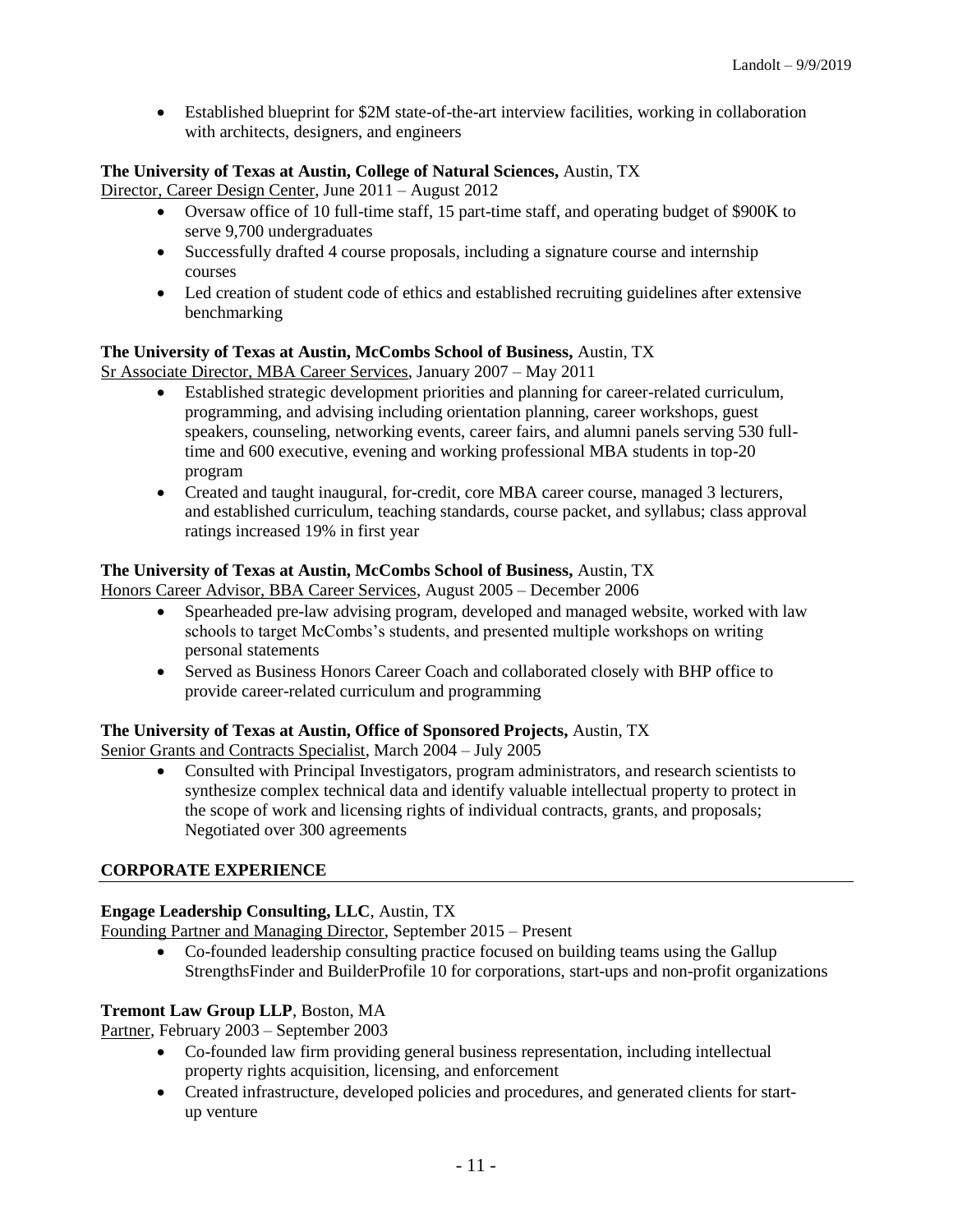- Established blueprint for $2M state-of-the-art interview facilities, working in collaboration with architects, designers, and engineers

**The University of Texas at Austin, College of Natural Sciences,** Austin, TX
Director, Career Design Center, June 2011 – August 2012

- Oversaw office of 10 full-time staff, 15 part-time staff, and operating budget of $900K to serve 9,700 undergraduates
- Successfully drafted 4 course proposals, including a signature course and internship courses
- Led creation of student code of ethics and established recruiting guidelines after extensive benchmarking

**The University of Texas at Austin, McCombs School of Business,** Austin, TX
Sr Associate Director, MBA Career Services, January 2007 – May 2011

- Established strategic development priorities and planning for career-related curriculum, programming, and advising including orientation planning, career workshops, guest speakers, counseling, networking events, career fairs, and alumni panels serving 530 full-time and 600 executive, evening and working professional MBA students in top-20 program
- Created and taught inaugural, for-credit, core MBA career course, managed 3 lecturers, and established curriculum, teaching standards, course packet, and syllabus; class approval ratings increased 19% in first year

**The University of Texas at Austin, McCombs School of Business,** Austin, TX
Honors Career Advisor, BBA Career Services, August 2005 – December 2006

- Spearheaded pre-law advising program, developed and managed website, worked with law schools to target McCombs's students, and presented multiple workshops on writing personal statements
- Served as Business Honors Career Coach and collaborated closely with BHP office to provide career-related curriculum and programming

**The University of Texas at Austin, Office of Sponsored Projects,** Austin, TX
Senior Grants and Contracts Specialist, March 2004 – July 2005

- Consulted with Principal Investigators, program administrators, and research scientists to synthesize complex technical data and identify valuable intellectual property to protect in the scope of work and licensing rights of individual contracts, grants, and proposals; Negotiated over 300 agreements

## CORPORATE EXPERIENCE

**Engage Leadership Consulting, LLC**, Austin, TX
Founding Partner and Managing Director, September 2015 – Present

- Co-founded leadership consulting practice focused on building teams using the Gallup StrengthsFinder and BuilderProfile 10 for corporations, start-ups and non-profit organizations

**Tremont Law Group LLP**, Boston, MA
Partner, February 2003 – September 2003

- Co-founded law firm providing general business representation, including intellectual property rights acquisition, licensing, and enforcement
- Created infrastructure, developed policies and procedures, and generated clients for start-up venture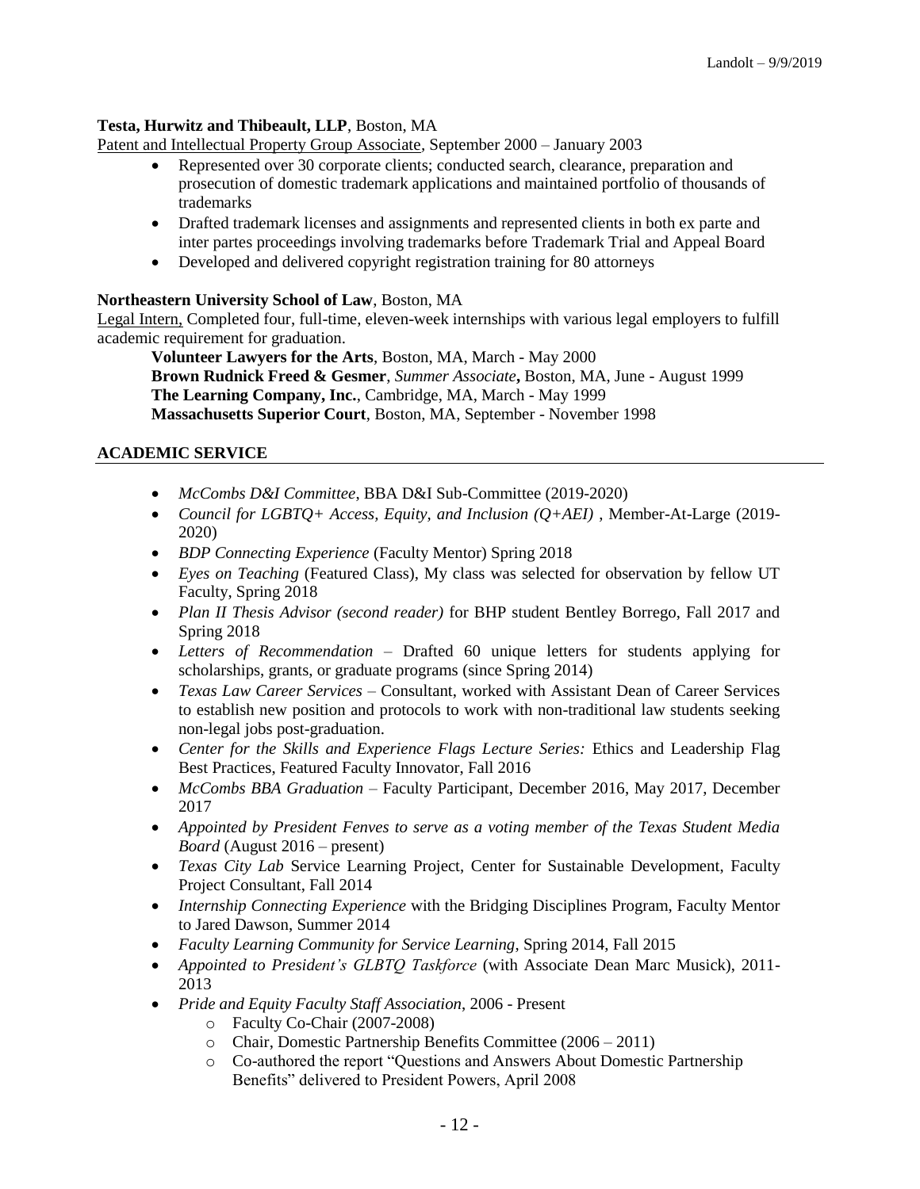**Testa, Hurwitz and Thibeault, LLP**, Boston, MA

Patent and Intellectual Property Group Associate, September 2000 – January 2003

- Represented over 30 corporate clients; conducted search, clearance, preparation and prosecution of domestic trademark applications and maintained portfolio of thousands of trademarks
- Drafted trademark licenses and assignments and represented clients in both ex parte and inter partes proceedings involving trademarks before Trademark Trial and Appeal Board
- Developed and delivered copyright registration training for 80 attorneys

**Northeastern University School of Law**, Boston, MA

Legal Intern, Completed four, full-time, eleven-week internships with various legal employers to fulfill academic requirement for graduation.

> **Volunteer Lawyers for the Arts**, Boston, MA, March - May 2000
> **Brown Rudnick Freed & Gesmer**, *Summer Associate***,** Boston, MA, June - August 1999
> **The Learning Company, Inc.**, Cambridge, MA, March - May 1999
> **Massachusetts Superior Court**, Boston, MA, September - November 1998

## ACADEMIC SERVICE

- *McCombs D&I Committee*, BBA D&I Sub-Committee (2019-2020)
- *Council for LGBTQ+ Access, Equity, and Inclusion (Q+AEI)* , Member-At-Large (2019-2020)
- *BDP Connecting Experience* (Faculty Mentor) Spring 2018
- *Eyes on Teaching* (Featured Class), My class was selected for observation by fellow UT Faculty, Spring 2018
- *Plan II Thesis Advisor (second reader)* for BHP student Bentley Borrego, Fall 2017 and Spring 2018
- *Letters of Recommendation* – Drafted 60 unique letters for students applying for scholarships, grants, or graduate programs (since Spring 2014)
- *Texas Law Career Services* – Consultant, worked with Assistant Dean of Career Services to establish new position and protocols to work with non-traditional law students seeking non-legal jobs post-graduation.
- *Center for the Skills and Experience Flags Lecture Series:* Ethics and Leadership Flag Best Practices, Featured Faculty Innovator, Fall 2016
- *McCombs BBA Graduation* – Faculty Participant, December 2016, May 2017, December 2017
- *Appointed by President Fenves to serve as a voting member of the Texas Student Media Board* (August 2016 – present)
- *Texas City Lab* Service Learning Project, Center for Sustainable Development, Faculty Project Consultant, Fall 2014
- *Internship Connecting Experience* with the Bridging Disciplines Program, Faculty Mentor to Jared Dawson, Summer 2014
- *Faculty Learning Community for Service Learning*, Spring 2014, Fall 2015
- *Appointed to President's GLBTQ Taskforce* (with Associate Dean Marc Musick), 2011-2013
- *Pride and Equity Faculty Staff Association*, 2006 - Present
  - Faculty Co-Chair (2007-2008)
  - Chair, Domestic Partnership Benefits Committee (2006 – 2011)
  - Co-authored the report "Questions and Answers About Domestic Partnership Benefits" delivered to President Powers, April 2008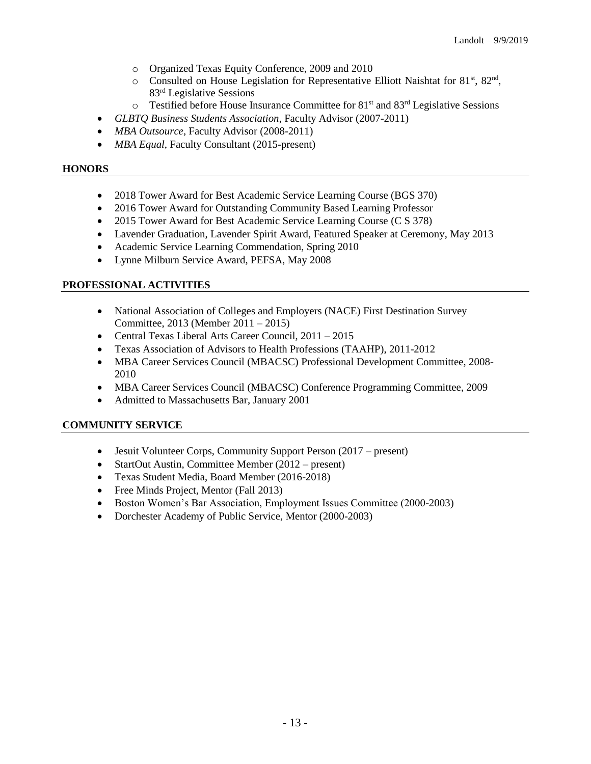- Organized Texas Equity Conference, 2009 and 2010
    - Consulted on House Legislation for Representative Elliott Naishtat for 81st, 82nd, 83rd Legislative Sessions
    - Testified before House Insurance Committee for 81st and 83rd Legislative Sessions
- *GLBTQ Business Students Association*, Faculty Advisor (2007-2011)
- *MBA Outsource*, Faculty Advisor (2008-2011)
- *MBA Equal*, Faculty Consultant (2015-present)

## HONORS

- 2018 Tower Award for Best Academic Service Learning Course (BGS 370)
- 2016 Tower Award for Outstanding Community Based Learning Professor
- 2015 Tower Award for Best Academic Service Learning Course (C S 378)
- Lavender Graduation, Lavender Spirit Award, Featured Speaker at Ceremony, May 2013
- Academic Service Learning Commendation, Spring 2010
- Lynne Milburn Service Award, PEFSA, May 2008

## PROFESSIONAL ACTIVITIES

- National Association of Colleges and Employers (NACE) First Destination Survey Committee, 2013 (Member 2011 – 2015)
- Central Texas Liberal Arts Career Council, 2011 – 2015
- Texas Association of Advisors to Health Professions (TAAHP), 2011-2012
- MBA Career Services Council (MBACSC) Professional Development Committee, 2008-2010
- MBA Career Services Council (MBACSC) Conference Programming Committee, 2009
- Admitted to Massachusetts Bar, January 2001

## COMMUNITY SERVICE

- Jesuit Volunteer Corps, Community Support Person (2017 – present)
- StartOut Austin, Committee Member (2012 – present)
- Texas Student Media, Board Member (2016-2018)
- Free Minds Project, Mentor (Fall 2013)
- Boston Women's Bar Association, Employment Issues Committee (2000-2003)
- Dorchester Academy of Public Service, Mentor (2000-2003)